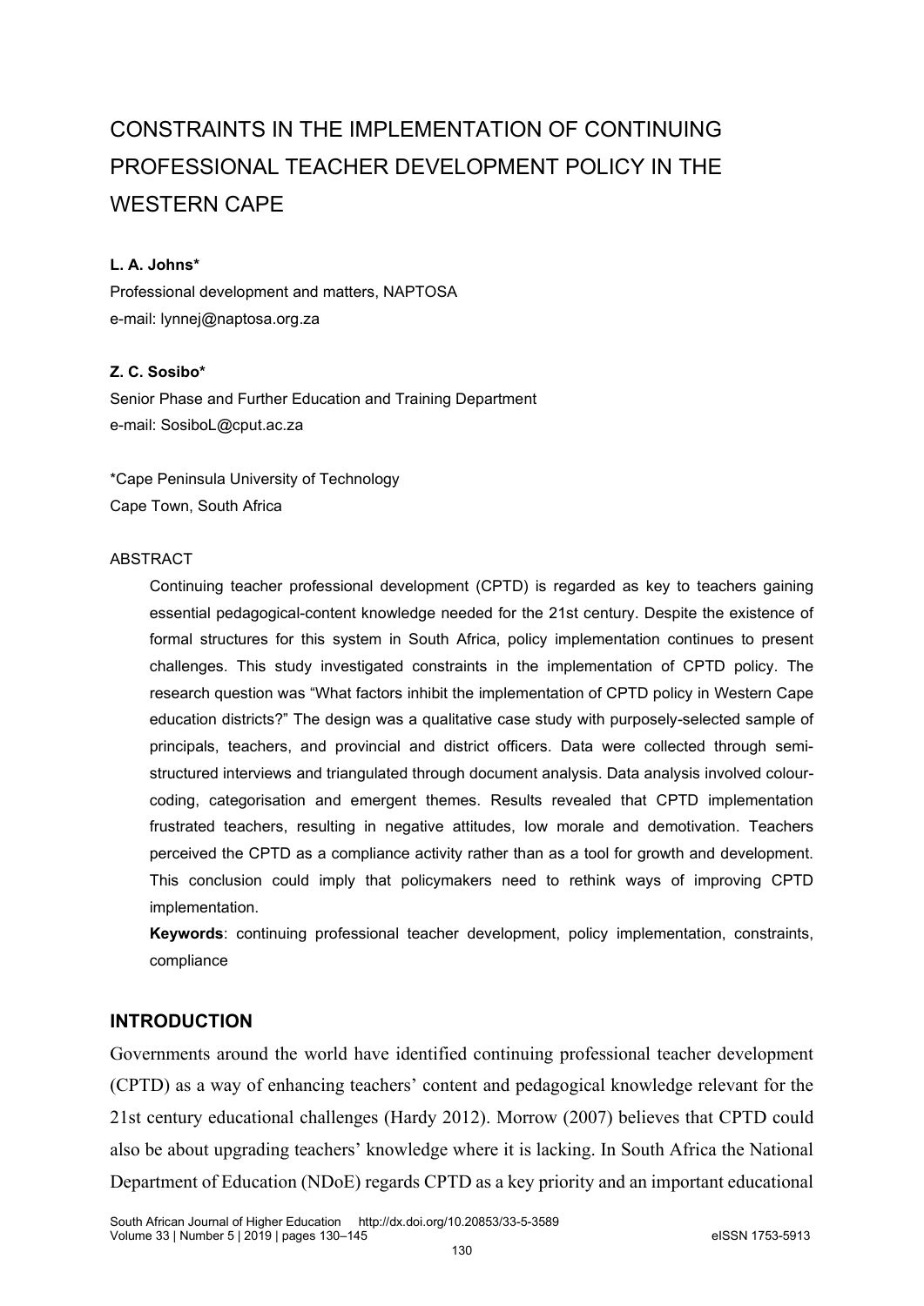# CONSTRAINTS IN THE IMPLEMENTATION OF CONTINUING PROFESSIONAL TEACHER DEVELOPMENT POLICY IN THE WESTERN CAPE

**L. A. Johns***
Professional development and matters, NAPTOSA
e-mail: lynnej@naptosa.org.za

**Z. C. Sosibo***
Senior Phase and Further Education and Training Department
e-mail: SosiboL@cput.ac.za

*Cape Peninsula University of Technology
Cape Town, South Africa

ABSTRACT

Continuing teacher professional development (CPTD) is regarded as key to teachers gaining essential pedagogical-content knowledge needed for the 21st century. Despite the existence of formal structures for this system in South Africa, policy implementation continues to present challenges. This study investigated constraints in the implementation of CPTD policy. The research question was "What factors inhibit the implementation of CPTD policy in Western Cape education districts?" The design was a qualitative case study with purposely-selected sample of principals, teachers, and provincial and district officers. Data were collected through semi-structured interviews and triangulated through document analysis. Data analysis involved colour-coding, categorisation and emergent themes. Results revealed that CPTD implementation frustrated teachers, resulting in negative attitudes, low morale and demotivation. Teachers perceived the CPTD as a compliance activity rather than as a tool for growth and development. This conclusion could imply that policymakers need to rethink ways of improving CPTD implementation.

**Keywords**: continuing professional teacher development, policy implementation, constraints, compliance

## INTRODUCTION

Governments around the world have identified continuing professional teacher development (CPTD) as a way of enhancing teachers' content and pedagogical knowledge relevant for the 21st century educational challenges (Hardy 2012). Morrow (2007) believes that CPTD could also be about upgrading teachers' knowledge where it is lacking. In South Africa the National Department of Education (NDoE) regards CPTD as a key priority and an important educational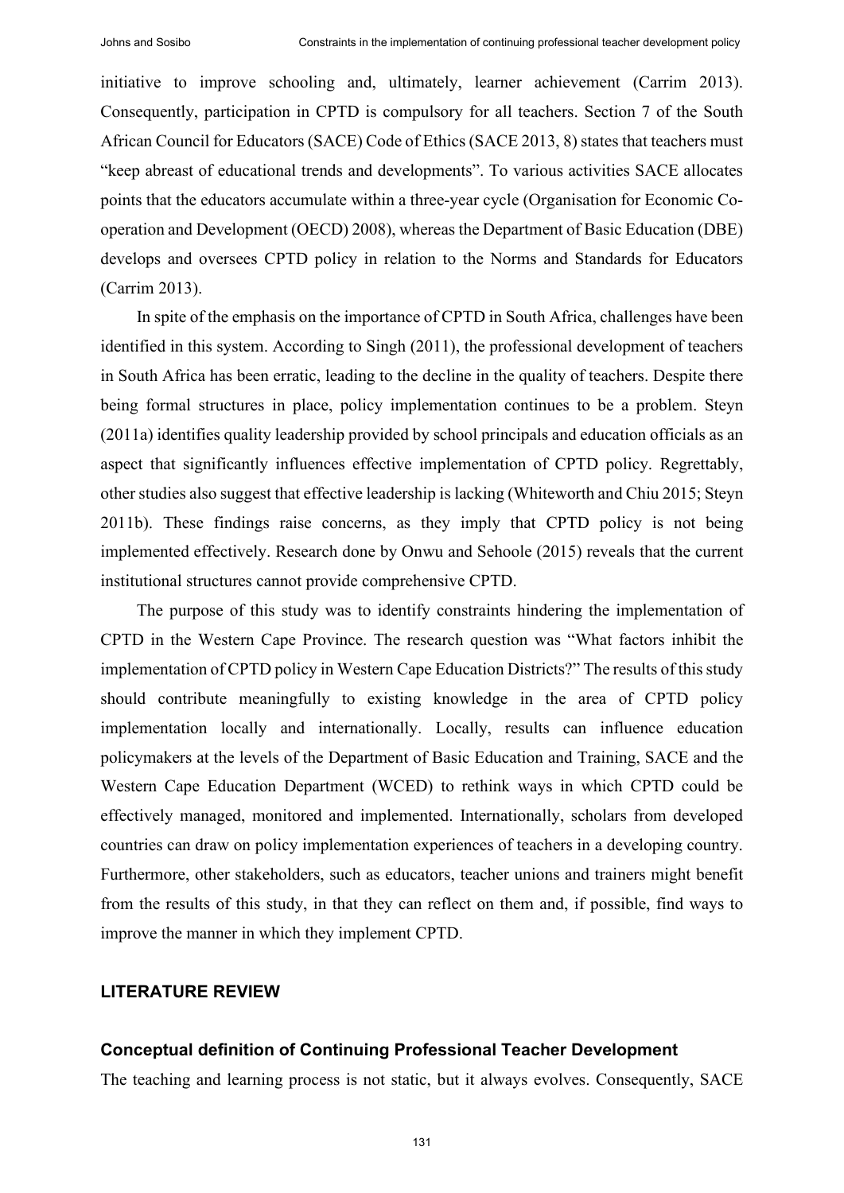initiative to improve schooling and, ultimately, learner achievement (Carrim 2013). Consequently, participation in CPTD is compulsory for all teachers. Section 7 of the South African Council for Educators (SACE) Code of Ethics (SACE 2013, 8) states that teachers must "keep abreast of educational trends and developments". To various activities SACE allocates points that the educators accumulate within a three-year cycle (Organisation for Economic Co-operation and Development (OECD) 2008), whereas the Department of Basic Education (DBE) develops and oversees CPTD policy in relation to the Norms and Standards for Educators (Carrim 2013).

In spite of the emphasis on the importance of CPTD in South Africa, challenges have been identified in this system. According to Singh (2011), the professional development of teachers in South Africa has been erratic, leading to the decline in the quality of teachers. Despite there being formal structures in place, policy implementation continues to be a problem. Steyn (2011a) identifies quality leadership provided by school principals and education officials as an aspect that significantly influences effective implementation of CPTD policy. Regrettably, other studies also suggest that effective leadership is lacking (Whiteworth and Chiu 2015; Steyn 2011b). These findings raise concerns, as they imply that CPTD policy is not being implemented effectively. Research done by Onwu and Sehoole (2015) reveals that the current institutional structures cannot provide comprehensive CPTD.

The purpose of this study was to identify constraints hindering the implementation of CPTD in the Western Cape Province. The research question was "What factors inhibit the implementation of CPTD policy in Western Cape Education Districts?" The results of this study should contribute meaningfully to existing knowledge in the area of CPTD policy implementation locally and internationally. Locally, results can influence education policymakers at the levels of the Department of Basic Education and Training, SACE and the Western Cape Education Department (WCED) to rethink ways in which CPTD could be effectively managed, monitored and implemented. Internationally, scholars from developed countries can draw on policy implementation experiences of teachers in a developing country. Furthermore, other stakeholders, such as educators, teacher unions and trainers might benefit from the results of this study, in that they can reflect on them and, if possible, find ways to improve the manner in which they implement CPTD.

## LITERATURE REVIEW

### Conceptual definition of Continuing Professional Teacher Development

The teaching and learning process is not static, but it always evolves. Consequently, SACE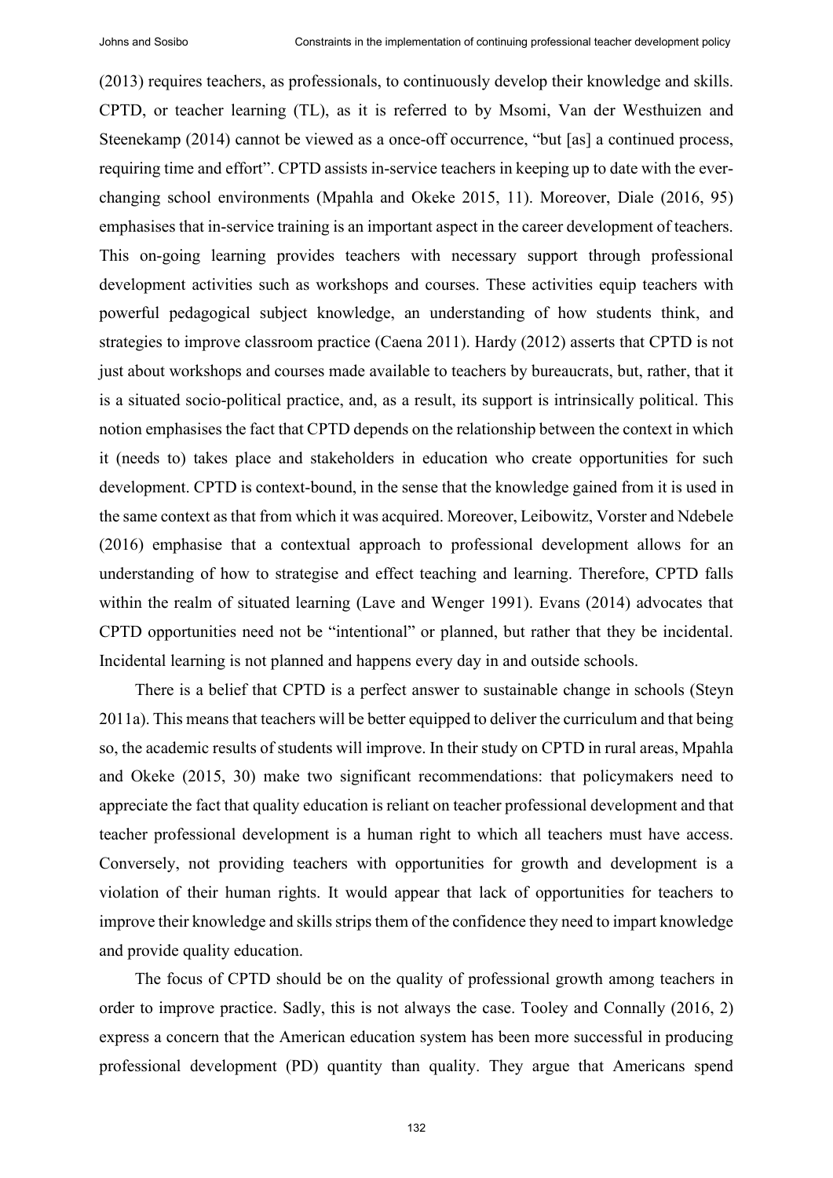(2013) requires teachers, as professionals, to continuously develop their knowledge and skills. CPTD, or teacher learning (TL), as it is referred to by Msomi, Van der Westhuizen and Steenekamp (2014) cannot be viewed as a once-off occurrence, "but [as] a continued process, requiring time and effort". CPTD assists in-service teachers in keeping up to date with the ever-changing school environments (Mpahla and Okeke 2015, 11). Moreover, Diale (2016, 95) emphasises that in-service training is an important aspect in the career development of teachers. This on-going learning provides teachers with necessary support through professional development activities such as workshops and courses. These activities equip teachers with powerful pedagogical subject knowledge, an understanding of how students think, and strategies to improve classroom practice (Caena 2011). Hardy (2012) asserts that CPTD is not just about workshops and courses made available to teachers by bureaucrats, but, rather, that it is a situated socio-political practice, and, as a result, its support is intrinsically political. This notion emphasises the fact that CPTD depends on the relationship between the context in which it (needs to) takes place and stakeholders in education who create opportunities for such development. CPTD is context-bound, in the sense that the knowledge gained from it is used in the same context as that from which it was acquired. Moreover, Leibowitz, Vorster and Ndebele (2016) emphasise that a contextual approach to professional development allows for an understanding of how to strategise and effect teaching and learning. Therefore, CPTD falls within the realm of situated learning (Lave and Wenger 1991). Evans (2014) advocates that CPTD opportunities need not be "intentional" or planned, but rather that they be incidental. Incidental learning is not planned and happens every day in and outside schools.

There is a belief that CPTD is a perfect answer to sustainable change in schools (Steyn 2011a). This means that teachers will be better equipped to deliver the curriculum and that being so, the academic results of students will improve. In their study on CPTD in rural areas, Mpahla and Okeke (2015, 30) make two significant recommendations: that policymakers need to appreciate the fact that quality education is reliant on teacher professional development and that teacher professional development is a human right to which all teachers must have access. Conversely, not providing teachers with opportunities for growth and development is a violation of their human rights. It would appear that lack of opportunities for teachers to improve their knowledge and skills strips them of the confidence they need to impart knowledge and provide quality education.

The focus of CPTD should be on the quality of professional growth among teachers in order to improve practice. Sadly, this is not always the case. Tooley and Connally (2016, 2) express a concern that the American education system has been more successful in producing professional development (PD) quantity than quality. They argue that Americans spend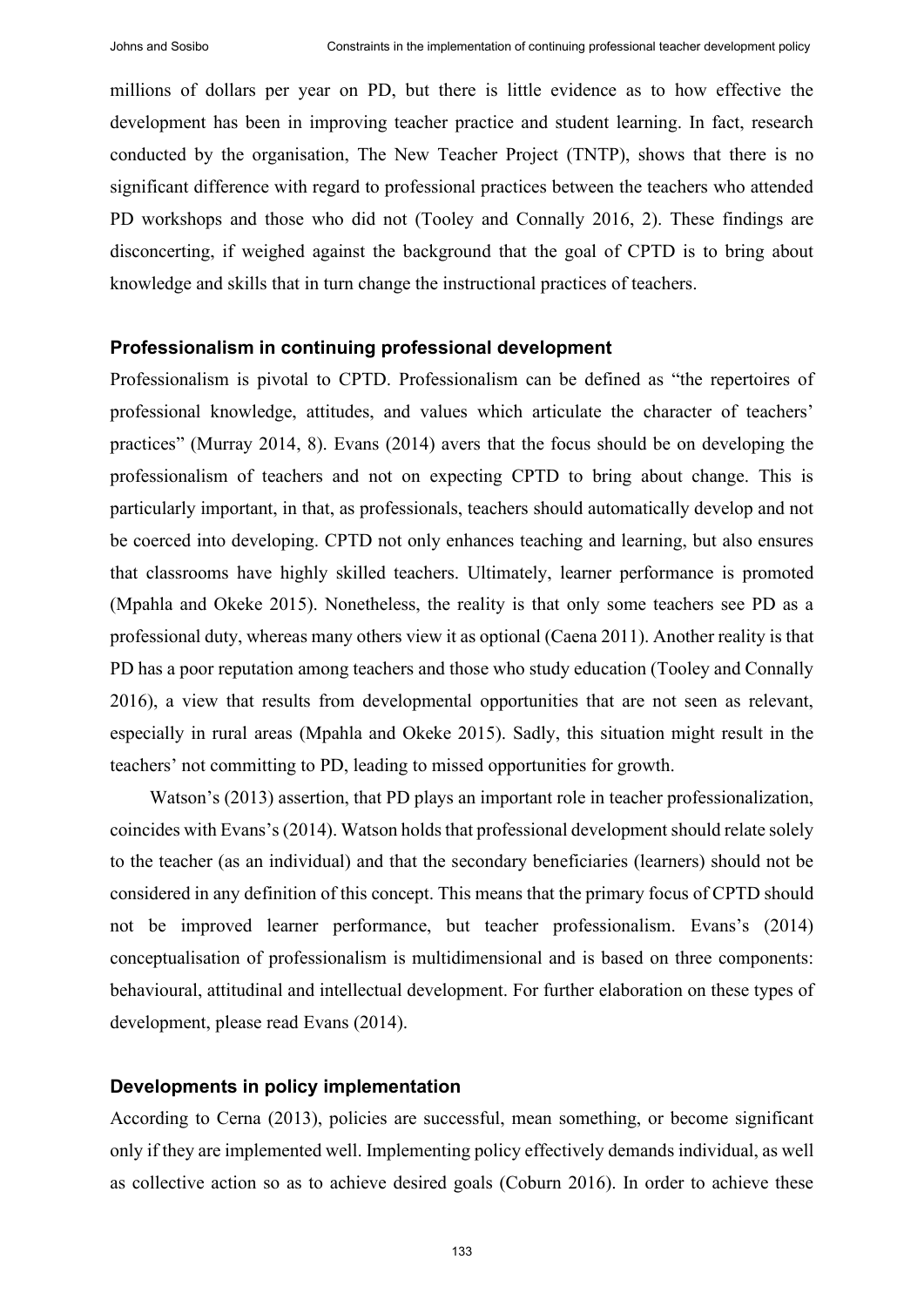millions of dollars per year on PD, but there is little evidence as to how effective the development has been in improving teacher practice and student learning. In fact, research conducted by the organisation, The New Teacher Project (TNTP), shows that there is no significant difference with regard to professional practices between the teachers who attended PD workshops and those who did not (Tooley and Connally 2016, 2). These findings are disconcerting, if weighed against the background that the goal of CPTD is to bring about knowledge and skills that in turn change the instructional practices of teachers.

### Professionalism in continuing professional development

Professionalism is pivotal to CPTD. Professionalism can be defined as "the repertoires of professional knowledge, attitudes, and values which articulate the character of teachers' practices" (Murray 2014, 8). Evans (2014) avers that the focus should be on developing the professionalism of teachers and not on expecting CPTD to bring about change. This is particularly important, in that, as professionals, teachers should automatically develop and not be coerced into developing. CPTD not only enhances teaching and learning, but also ensures that classrooms have highly skilled teachers. Ultimately, learner performance is promoted (Mpahla and Okeke 2015). Nonetheless, the reality is that only some teachers see PD as a professional duty, whereas many others view it as optional (Caena 2011). Another reality is that PD has a poor reputation among teachers and those who study education (Tooley and Connally 2016), a view that results from developmental opportunities that are not seen as relevant, especially in rural areas (Mpahla and Okeke 2015). Sadly, this situation might result in the teachers' not committing to PD, leading to missed opportunities for growth.

Watson's (2013) assertion, that PD plays an important role in teacher professionalization, coincides with Evans's (2014). Watson holds that professional development should relate solely to the teacher (as an individual) and that the secondary beneficiaries (learners) should not be considered in any definition of this concept. This means that the primary focus of CPTD should not be improved learner performance, but teacher professionalism. Evans's (2014) conceptualisation of professionalism is multidimensional and is based on three components: behavioural, attitudinal and intellectual development. For further elaboration on these types of development, please read Evans (2014).

### Developments in policy implementation

According to Cerna (2013), policies are successful, mean something, or become significant only if they are implemented well. Implementing policy effectively demands individual, as well as collective action so as to achieve desired goals (Coburn 2016). In order to achieve these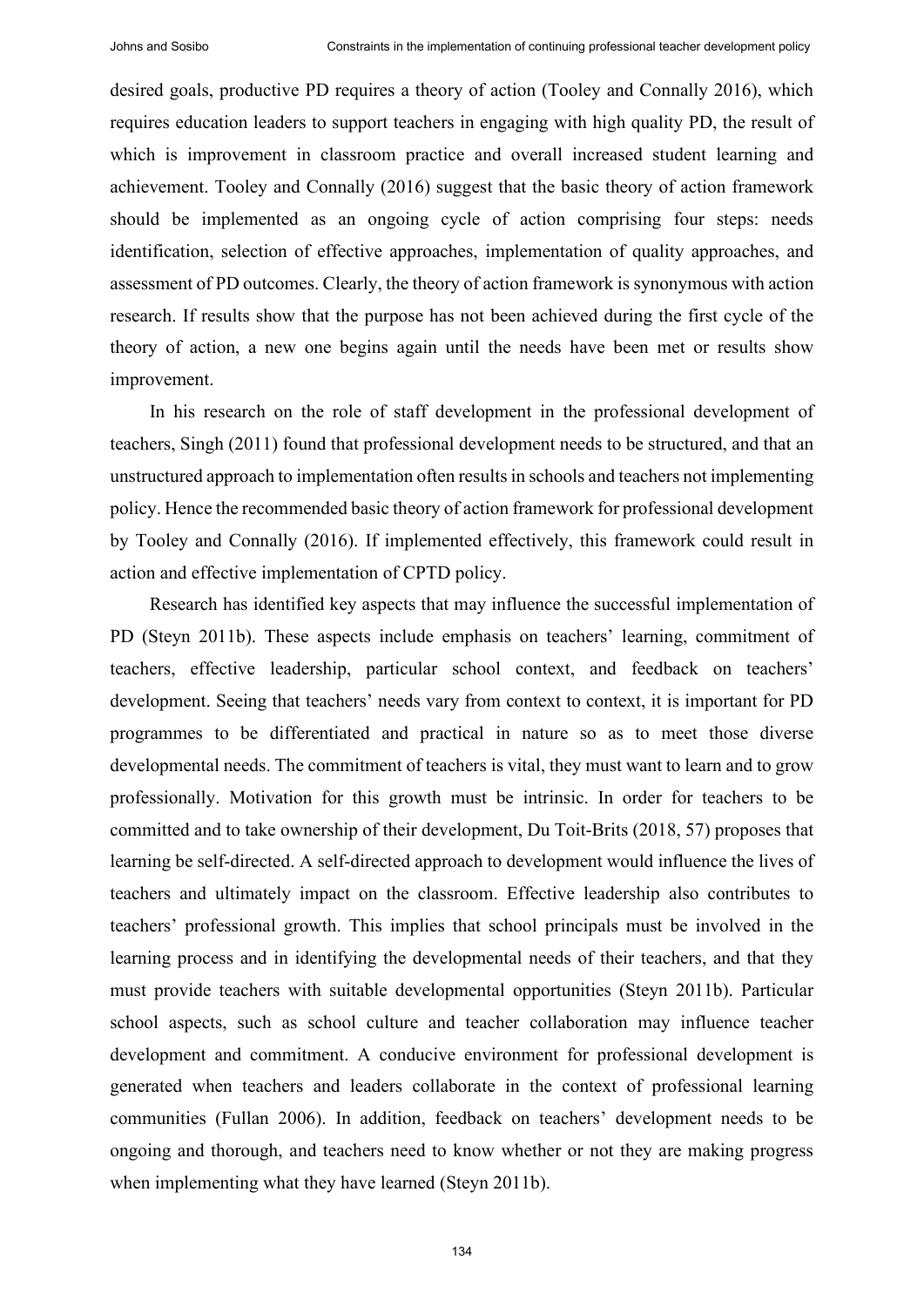desired goals, productive PD requires a theory of action (Tooley and Connally 2016), which requires education leaders to support teachers in engaging with high quality PD, the result of which is improvement in classroom practice and overall increased student learning and achievement. Tooley and Connally (2016) suggest that the basic theory of action framework should be implemented as an ongoing cycle of action comprising four steps: needs identification, selection of effective approaches, implementation of quality approaches, and assessment of PD outcomes. Clearly, the theory of action framework is synonymous with action research. If results show that the purpose has not been achieved during the first cycle of the theory of action, a new one begins again until the needs have been met or results show improvement.

In his research on the role of staff development in the professional development of teachers, Singh (2011) found that professional development needs to be structured, and that an unstructured approach to implementation often results in schools and teachers not implementing policy. Hence the recommended basic theory of action framework for professional development by Tooley and Connally (2016). If implemented effectively, this framework could result in action and effective implementation of CPTD policy.

Research has identified key aspects that may influence the successful implementation of PD (Steyn 2011b). These aspects include emphasis on teachers' learning, commitment of teachers, effective leadership, particular school context, and feedback on teachers' development. Seeing that teachers' needs vary from context to context, it is important for PD programmes to be differentiated and practical in nature so as to meet those diverse developmental needs. The commitment of teachers is vital, they must want to learn and to grow professionally. Motivation for this growth must be intrinsic. In order for teachers to be committed and to take ownership of their development, Du Toit-Brits (2018, 57) proposes that learning be self-directed. A self-directed approach to development would influence the lives of teachers and ultimately impact on the classroom. Effective leadership also contributes to teachers' professional growth. This implies that school principals must be involved in the learning process and in identifying the developmental needs of their teachers, and that they must provide teachers with suitable developmental opportunities (Steyn 2011b). Particular school aspects, such as school culture and teacher collaboration may influence teacher development and commitment. A conducive environment for professional development is generated when teachers and leaders collaborate in the context of professional learning communities (Fullan 2006). In addition, feedback on teachers' development needs to be ongoing and thorough, and teachers need to know whether or not they are making progress when implementing what they have learned (Steyn 2011b).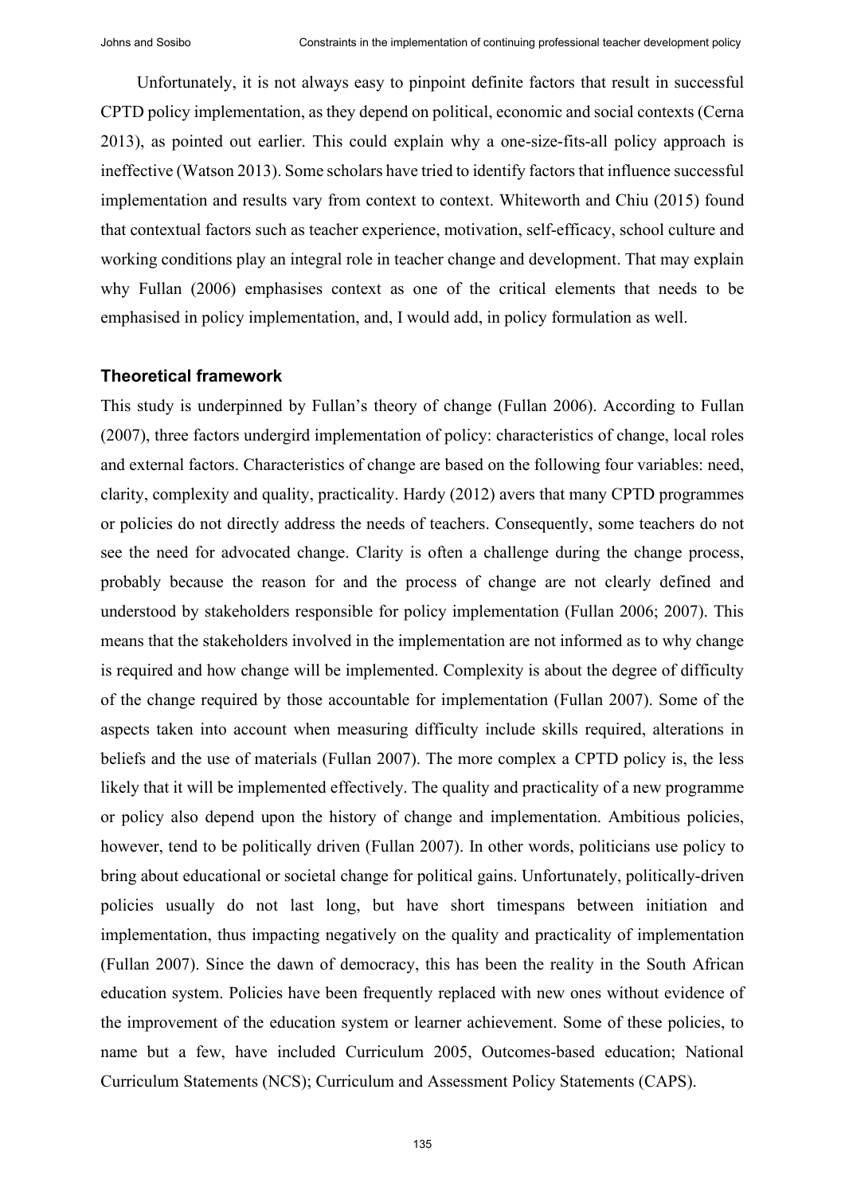Unfortunately, it is not always easy to pinpoint definite factors that result in successful CPTD policy implementation, as they depend on political, economic and social contexts (Cerna 2013), as pointed out earlier. This could explain why a one-size-fits-all policy approach is ineffective (Watson 2013). Some scholars have tried to identify factors that influence successful implementation and results vary from context to context. Whiteworth and Chiu (2015) found that contextual factors such as teacher experience, motivation, self-efficacy, school culture and working conditions play an integral role in teacher change and development. That may explain why Fullan (2006) emphasises context as one of the critical elements that needs to be emphasised in policy implementation, and, I would add, in policy formulation as well.

### Theoretical framework

This study is underpinned by Fullan's theory of change (Fullan 2006). According to Fullan (2007), three factors undergird implementation of policy: characteristics of change, local roles and external factors. Characteristics of change are based on the following four variables: need, clarity, complexity and quality, practicality. Hardy (2012) avers that many CPTD programmes or policies do not directly address the needs of teachers. Consequently, some teachers do not see the need for advocated change. Clarity is often a challenge during the change process, probably because the reason for and the process of change are not clearly defined and understood by stakeholders responsible for policy implementation (Fullan 2006; 2007). This means that the stakeholders involved in the implementation are not informed as to why change is required and how change will be implemented. Complexity is about the degree of difficulty of the change required by those accountable for implementation (Fullan 2007). Some of the aspects taken into account when measuring difficulty include skills required, alterations in beliefs and the use of materials (Fullan 2007). The more complex a CPTD policy is, the less likely that it will be implemented effectively. The quality and practicality of a new programme or policy also depend upon the history of change and implementation. Ambitious policies, however, tend to be politically driven (Fullan 2007). In other words, politicians use policy to bring about educational or societal change for political gains. Unfortunately, politically-driven policies usually do not last long, but have short timespans between initiation and implementation, thus impacting negatively on the quality and practicality of implementation (Fullan 2007). Since the dawn of democracy, this has been the reality in the South African education system. Policies have been frequently replaced with new ones without evidence of the improvement of the education system or learner achievement. Some of these policies, to name but a few, have included Curriculum 2005, Outcomes-based education; National Curriculum Statements (NCS); Curriculum and Assessment Policy Statements (CAPS).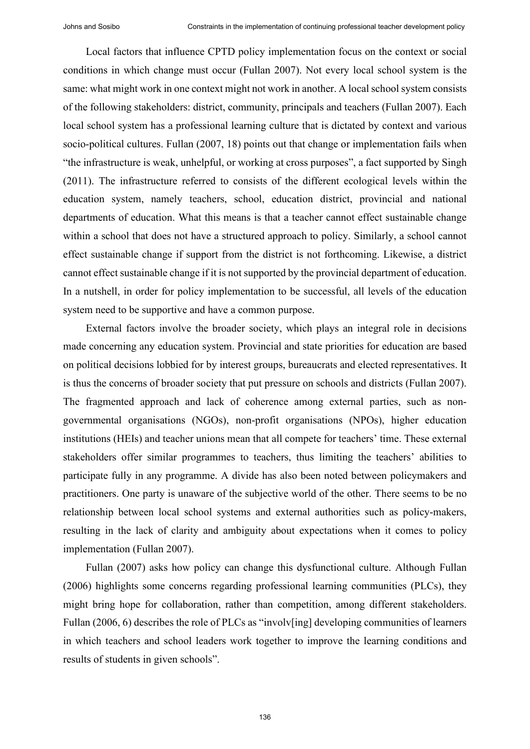Local factors that influence CPTD policy implementation focus on the context or social conditions in which change must occur (Fullan 2007). Not every local school system is the same: what might work in one context might not work in another. A local school system consists of the following stakeholders: district, community, principals and teachers (Fullan 2007). Each local school system has a professional learning culture that is dictated by context and various socio-political cultures. Fullan (2007, 18) points out that change or implementation fails when "the infrastructure is weak, unhelpful, or working at cross purposes", a fact supported by Singh (2011). The infrastructure referred to consists of the different ecological levels within the education system, namely teachers, school, education district, provincial and national departments of education. What this means is that a teacher cannot effect sustainable change within a school that does not have a structured approach to policy. Similarly, a school cannot effect sustainable change if support from the district is not forthcoming. Likewise, a district cannot effect sustainable change if it is not supported by the provincial department of education. In a nutshell, in order for policy implementation to be successful, all levels of the education system need to be supportive and have a common purpose.

External factors involve the broader society, which plays an integral role in decisions made concerning any education system. Provincial and state priorities for education are based on political decisions lobbied for by interest groups, bureaucrats and elected representatives. It is thus the concerns of broader society that put pressure on schools and districts (Fullan 2007). The fragmented approach and lack of coherence among external parties, such as non-governmental organisations (NGOs), non-profit organisations (NPOs), higher education institutions (HEIs) and teacher unions mean that all compete for teachers' time. These external stakeholders offer similar programmes to teachers, thus limiting the teachers' abilities to participate fully in any programme. A divide has also been noted between policymakers and practitioners. One party is unaware of the subjective world of the other. There seems to be no relationship between local school systems and external authorities such as policy-makers, resulting in the lack of clarity and ambiguity about expectations when it comes to policy implementation (Fullan 2007).

Fullan (2007) asks how policy can change this dysfunctional culture. Although Fullan (2006) highlights some concerns regarding professional learning communities (PLCs), they might bring hope for collaboration, rather than competition, among different stakeholders. Fullan (2006, 6) describes the role of PLCs as "involv[ing] developing communities of learners in which teachers and school leaders work together to improve the learning conditions and results of students in given schools".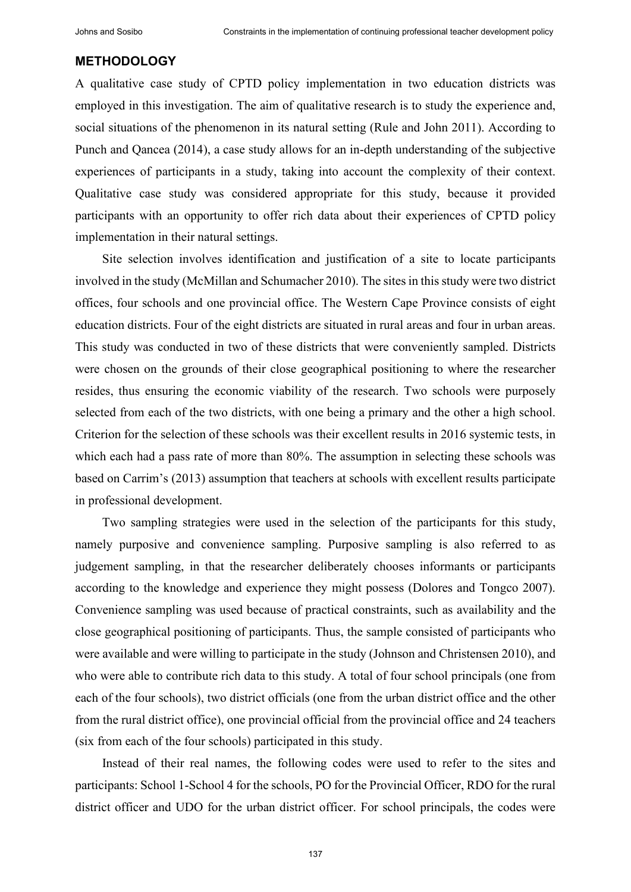## METHODOLOGY

A qualitative case study of CPTD policy implementation in two education districts was employed in this investigation. The aim of qualitative research is to study the experience and, social situations of the phenomenon in its natural setting (Rule and John 2011). According to Punch and Qancea (2014), a case study allows for an in-depth understanding of the subjective experiences of participants in a study, taking into account the complexity of their context. Qualitative case study was considered appropriate for this study, because it provided participants with an opportunity to offer rich data about their experiences of CPTD policy implementation in their natural settings.

Site selection involves identification and justification of a site to locate participants involved in the study (McMillan and Schumacher 2010). The sites in this study were two district offices, four schools and one provincial office. The Western Cape Province consists of eight education districts. Four of the eight districts are situated in rural areas and four in urban areas. This study was conducted in two of these districts that were conveniently sampled. Districts were chosen on the grounds of their close geographical positioning to where the researcher resides, thus ensuring the economic viability of the research. Two schools were purposely selected from each of the two districts, with one being a primary and the other a high school. Criterion for the selection of these schools was their excellent results in 2016 systemic tests, in which each had a pass rate of more than 80%. The assumption in selecting these schools was based on Carrim's (2013) assumption that teachers at schools with excellent results participate in professional development.

Two sampling strategies were used in the selection of the participants for this study, namely purposive and convenience sampling. Purposive sampling is also referred to as judgement sampling, in that the researcher deliberately chooses informants or participants according to the knowledge and experience they might possess (Dolores and Tongco 2007). Convenience sampling was used because of practical constraints, such as availability and the close geographical positioning of participants. Thus, the sample consisted of participants who were available and were willing to participate in the study (Johnson and Christensen 2010), and who were able to contribute rich data to this study. A total of four school principals (one from each of the four schools), two district officials (one from the urban district office and the other from the rural district office), one provincial official from the provincial office and 24 teachers (six from each of the four schools) participated in this study.

Instead of their real names, the following codes were used to refer to the sites and participants: School 1-School 4 for the schools, PO for the Provincial Officer, RDO for the rural district officer and UDO for the urban district officer. For school principals, the codes were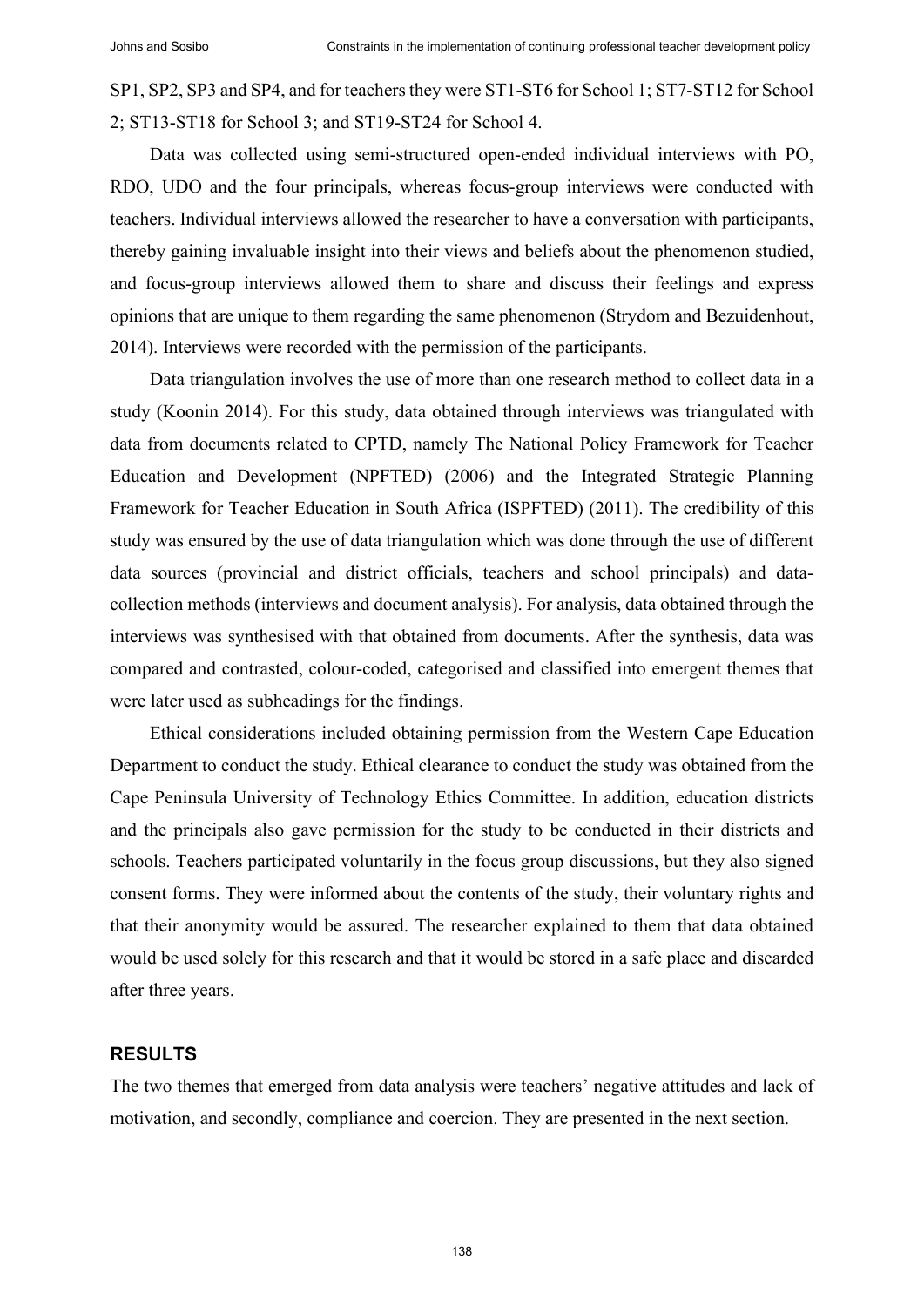SP1, SP2, SP3 and SP4, and for teachers they were ST1-ST6 for School 1; ST7-ST12 for School 2; ST13-ST18 for School 3; and ST19-ST24 for School 4.

Data was collected using semi-structured open-ended individual interviews with PO, RDO, UDO and the four principals, whereas focus-group interviews were conducted with teachers. Individual interviews allowed the researcher to have a conversation with participants, thereby gaining invaluable insight into their views and beliefs about the phenomenon studied, and focus-group interviews allowed them to share and discuss their feelings and express opinions that are unique to them regarding the same phenomenon (Strydom and Bezuidenhout, 2014). Interviews were recorded with the permission of the participants.

Data triangulation involves the use of more than one research method to collect data in a study (Koonin 2014). For this study, data obtained through interviews was triangulated with data from documents related to CPTD, namely The National Policy Framework for Teacher Education and Development (NPFTED) (2006) and the Integrated Strategic Planning Framework for Teacher Education in South Africa (ISPFTED) (2011). The credibility of this study was ensured by the use of data triangulation which was done through the use of different data sources (provincial and district officials, teachers and school principals) and data-collection methods (interviews and document analysis). For analysis, data obtained through the interviews was synthesised with that obtained from documents. After the synthesis, data was compared and contrasted, colour-coded, categorised and classified into emergent themes that were later used as subheadings for the findings.

Ethical considerations included obtaining permission from the Western Cape Education Department to conduct the study. Ethical clearance to conduct the study was obtained from the Cape Peninsula University of Technology Ethics Committee. In addition, education districts and the principals also gave permission for the study to be conducted in their districts and schools. Teachers participated voluntarily in the focus group discussions, but they also signed consent forms. They were informed about the contents of the study, their voluntary rights and that their anonymity would be assured. The researcher explained to them that data obtained would be used solely for this research and that it would be stored in a safe place and discarded after three years.

## RESULTS

The two themes that emerged from data analysis were teachers' negative attitudes and lack of motivation, and secondly, compliance and coercion. They are presented in the next section.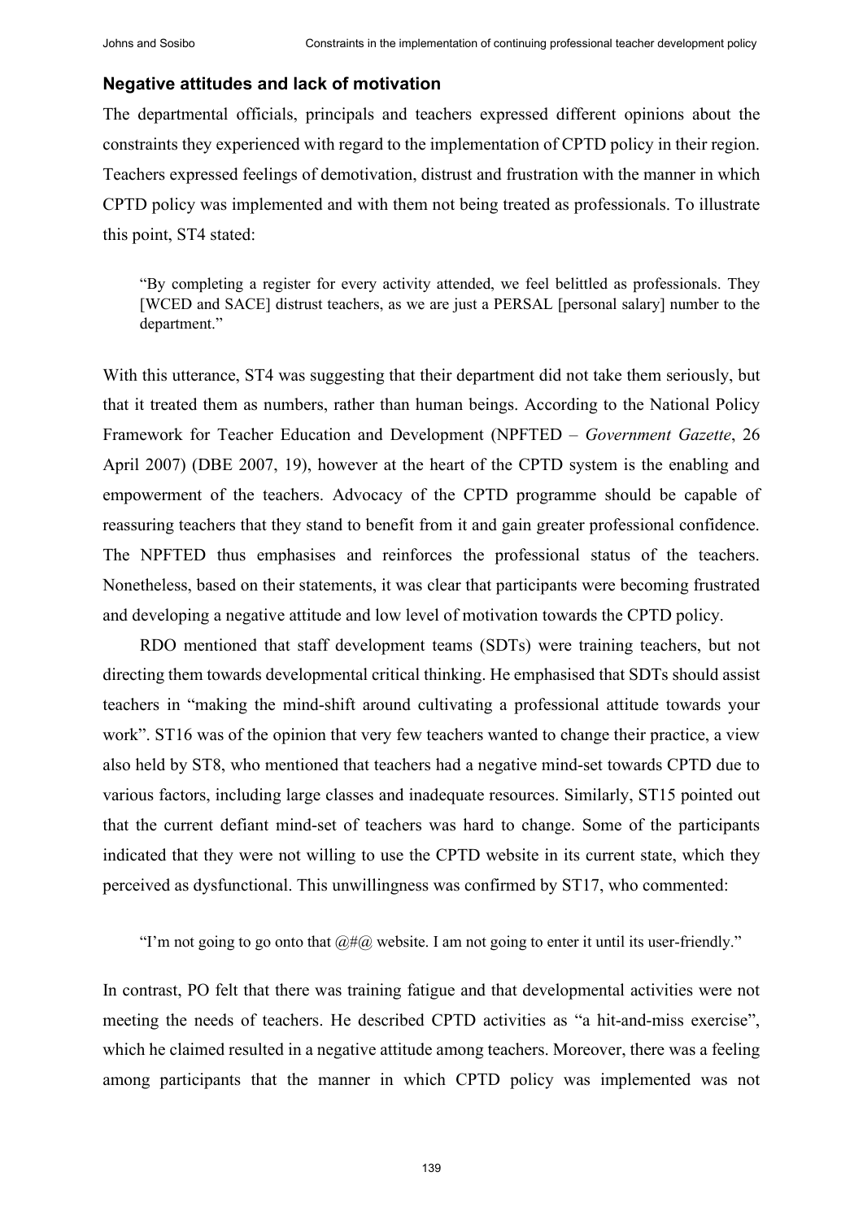### Negative attitudes and lack of motivation

The departmental officials, principals and teachers expressed different opinions about the constraints they experienced with regard to the implementation of CPTD policy in their region. Teachers expressed feelings of demotivation, distrust and frustration with the manner in which CPTD policy was implemented and with them not being treated as professionals. To illustrate this point, ST4 stated:

> "By completing a register for every activity attended, we feel belittled as professionals. They [WCED and SACE] distrust teachers, as we are just a PERSAL [personal salary] number to the department."

With this utterance, ST4 was suggesting that their department did not take them seriously, but that it treated them as numbers, rather than human beings. According to the National Policy Framework for Teacher Education and Development (NPFTED – *Government Gazette*, 26 April 2007) (DBE 2007, 19), however at the heart of the CPTD system is the enabling and empowerment of the teachers. Advocacy of the CPTD programme should be capable of reassuring teachers that they stand to benefit from it and gain greater professional confidence. The NPFTED thus emphasises and reinforces the professional status of the teachers. Nonetheless, based on their statements, it was clear that participants were becoming frustrated and developing a negative attitude and low level of motivation towards the CPTD policy.

RDO mentioned that staff development teams (SDTs) were training teachers, but not directing them towards developmental critical thinking. He emphasised that SDTs should assist teachers in "making the mind-shift around cultivating a professional attitude towards your work". ST16 was of the opinion that very few teachers wanted to change their practice, a view also held by ST8, who mentioned that teachers had a negative mind-set towards CPTD due to various factors, including large classes and inadequate resources. Similarly, ST15 pointed out that the current defiant mind-set of teachers was hard to change. Some of the participants indicated that they were not willing to use the CPTD website in its current state, which they perceived as dysfunctional. This unwillingness was confirmed by ST17, who commented:

> "I'm not going to go onto that @#@ website. I am not going to enter it until its user-friendly."

In contrast, PO felt that there was training fatigue and that developmental activities were not meeting the needs of teachers. He described CPTD activities as "a hit-and-miss exercise", which he claimed resulted in a negative attitude among teachers. Moreover, there was a feeling among participants that the manner in which CPTD policy was implemented was not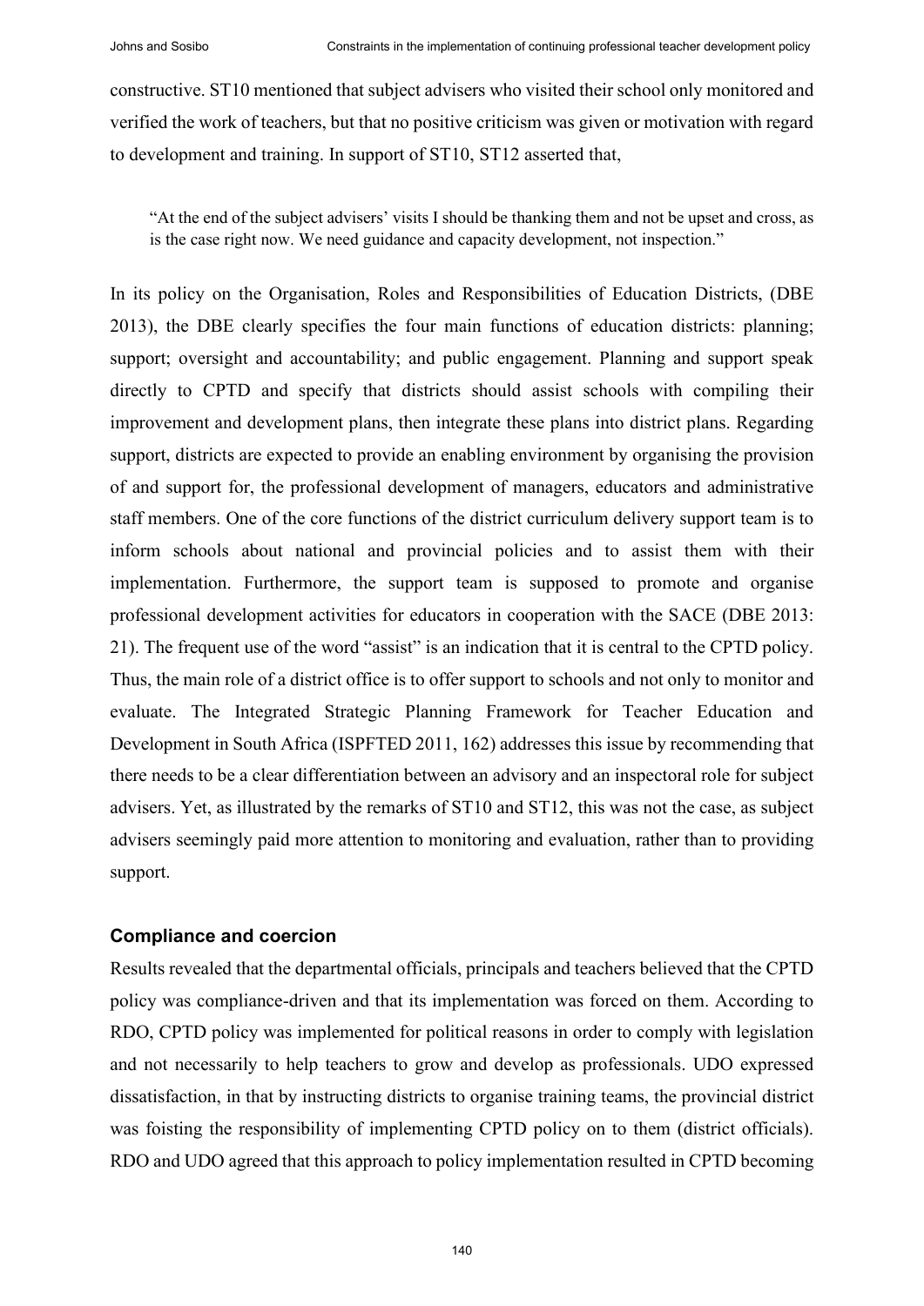constructive. ST10 mentioned that subject advisers who visited their school only monitored and verified the work of teachers, but that no positive criticism was given or motivation with regard to development and training. In support of ST10, ST12 asserted that,

> "At the end of the subject advisers' visits I should be thanking them and not be upset and cross, as is the case right now. We need guidance and capacity development, not inspection."

In its policy on the Organisation, Roles and Responsibilities of Education Districts, (DBE 2013), the DBE clearly specifies the four main functions of education districts: planning; support; oversight and accountability; and public engagement. Planning and support speak directly to CPTD and specify that districts should assist schools with compiling their improvement and development plans, then integrate these plans into district plans. Regarding support, districts are expected to provide an enabling environment by organising the provision of and support for, the professional development of managers, educators and administrative staff members. One of the core functions of the district curriculum delivery support team is to inform schools about national and provincial policies and to assist them with their implementation. Furthermore, the support team is supposed to promote and organise professional development activities for educators in cooperation with the SACE (DBE 2013: 21). The frequent use of the word "assist" is an indication that it is central to the CPTD policy. Thus, the main role of a district office is to offer support to schools and not only to monitor and evaluate. The Integrated Strategic Planning Framework for Teacher Education and Development in South Africa (ISPFTED 2011, 162) addresses this issue by recommending that there needs to be a clear differentiation between an advisory and an inspectoral role for subject advisers. Yet, as illustrated by the remarks of ST10 and ST12, this was not the case, as subject advisers seemingly paid more attention to monitoring and evaluation, rather than to providing support.

### Compliance and coercion

Results revealed that the departmental officials, principals and teachers believed that the CPTD policy was compliance-driven and that its implementation was forced on them. According to RDO, CPTD policy was implemented for political reasons in order to comply with legislation and not necessarily to help teachers to grow and develop as professionals. UDO expressed dissatisfaction, in that by instructing districts to organise training teams, the provincial district was foisting the responsibility of implementing CPTD policy on to them (district officials). RDO and UDO agreed that this approach to policy implementation resulted in CPTD becoming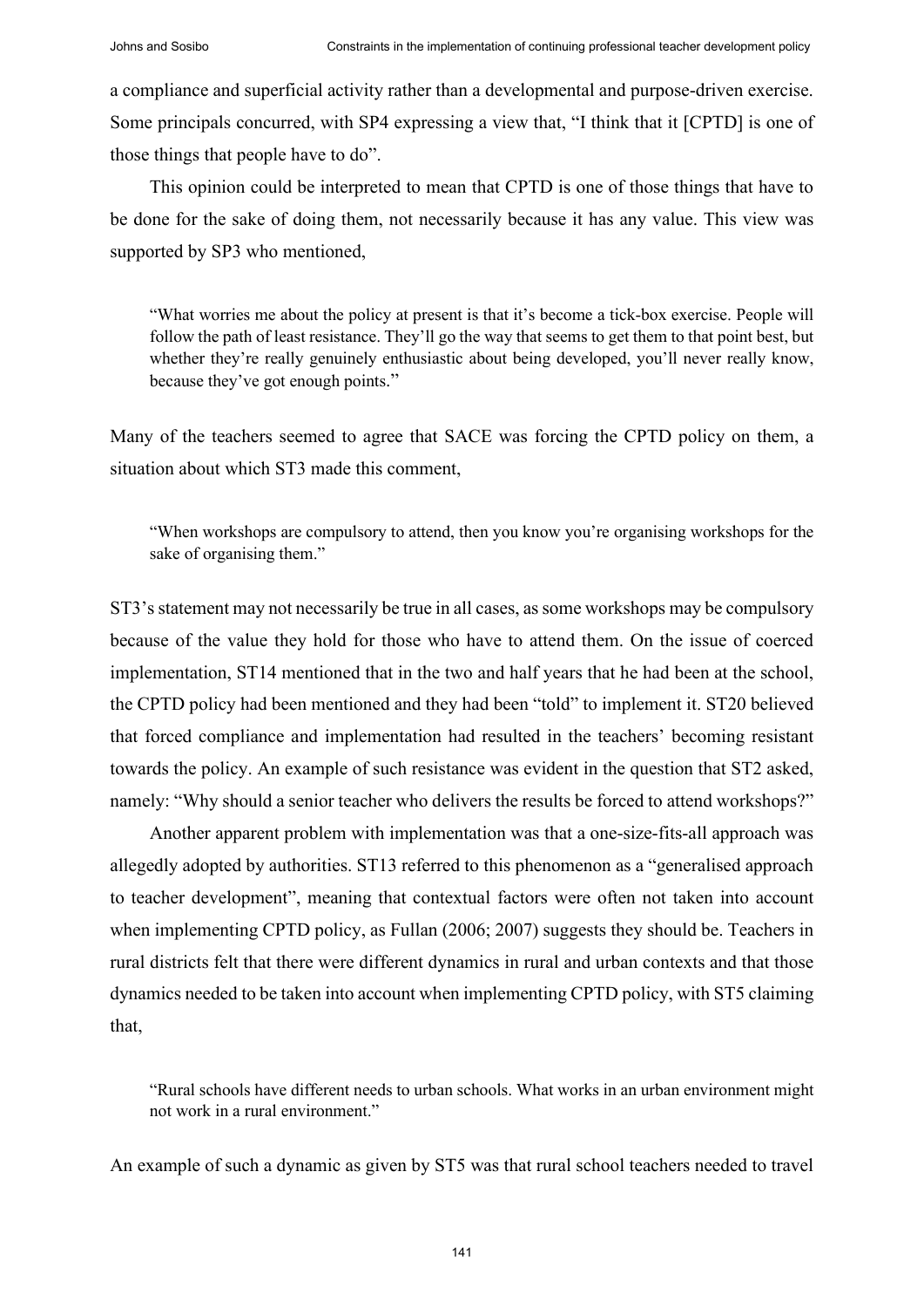a compliance and superficial activity rather than a developmental and purpose-driven exercise. Some principals concurred, with SP4 expressing a view that, "I think that it [CPTD] is one of those things that people have to do".

This opinion could be interpreted to mean that CPTD is one of those things that have to be done for the sake of doing them, not necessarily because it has any value. This view was supported by SP3 who mentioned,

> "What worries me about the policy at present is that it's become a tick-box exercise. People will follow the path of least resistance. They'll go the way that seems to get them to that point best, but whether they're really genuinely enthusiastic about being developed, you'll never really know, because they've got enough points."

Many of the teachers seemed to agree that SACE was forcing the CPTD policy on them, a situation about which ST3 made this comment,

> "When workshops are compulsory to attend, then you know you're organising workshops for the sake of organising them."

ST3's statement may not necessarily be true in all cases, as some workshops may be compulsory because of the value they hold for those who have to attend them. On the issue of coerced implementation, ST14 mentioned that in the two and half years that he had been at the school, the CPTD policy had been mentioned and they had been "told" to implement it. ST20 believed that forced compliance and implementation had resulted in the teachers' becoming resistant towards the policy. An example of such resistance was evident in the question that ST2 asked, namely: "Why should a senior teacher who delivers the results be forced to attend workshops?"

Another apparent problem with implementation was that a one-size-fits-all approach was allegedly adopted by authorities. ST13 referred to this phenomenon as a "generalised approach to teacher development", meaning that contextual factors were often not taken into account when implementing CPTD policy, as Fullan (2006; 2007) suggests they should be. Teachers in rural districts felt that there were different dynamics in rural and urban contexts and that those dynamics needed to be taken into account when implementing CPTD policy, with ST5 claiming that,

> "Rural schools have different needs to urban schools. What works in an urban environment might not work in a rural environment."

An example of such a dynamic as given by ST5 was that rural school teachers needed to travel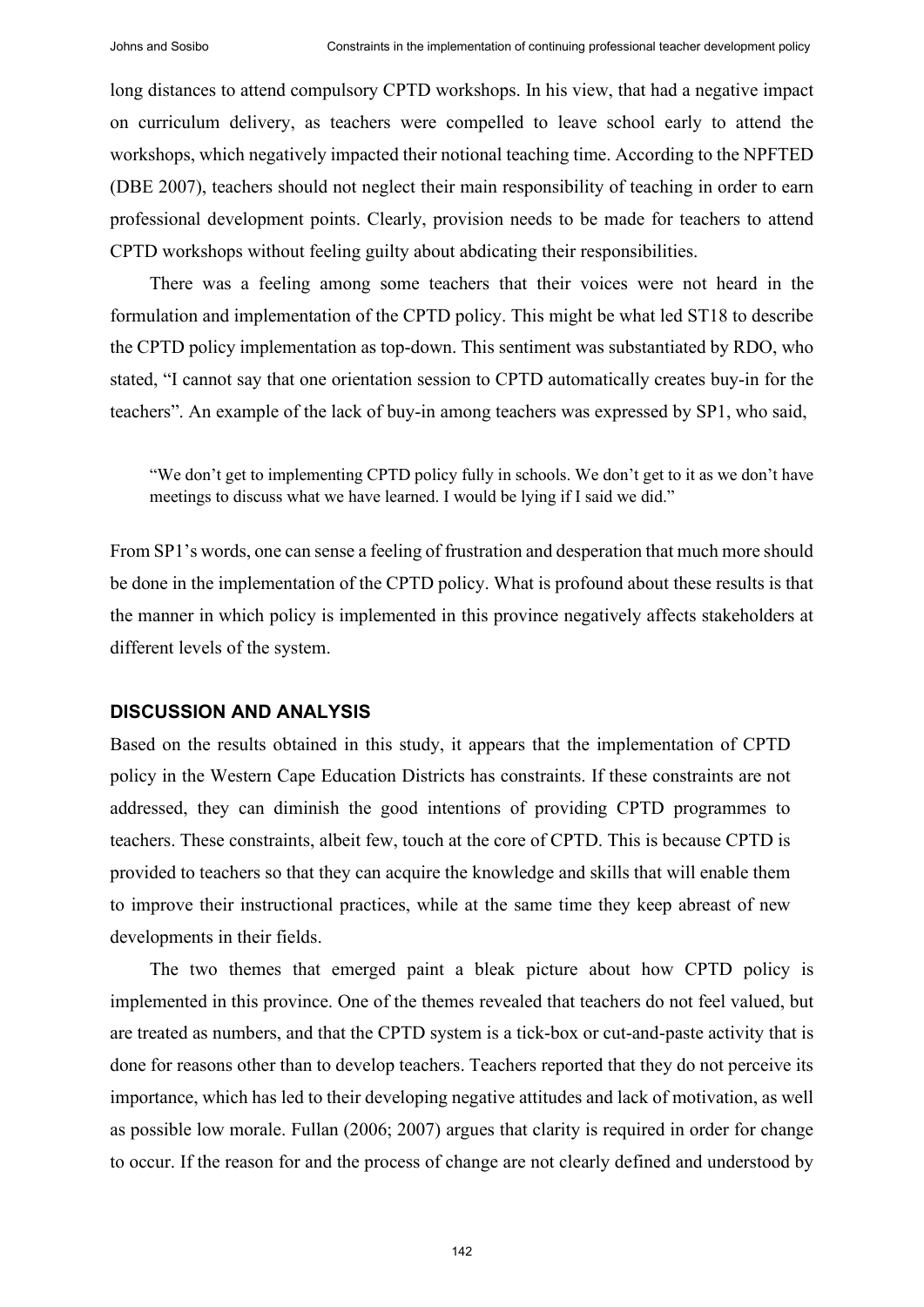long distances to attend compulsory CPTD workshops. In his view, that had a negative impact on curriculum delivery, as teachers were compelled to leave school early to attend the workshops, which negatively impacted their notional teaching time. According to the NPFTED (DBE 2007), teachers should not neglect their main responsibility of teaching in order to earn professional development points. Clearly, provision needs to be made for teachers to attend CPTD workshops without feeling guilty about abdicating their responsibilities.

There was a feeling among some teachers that their voices were not heard in the formulation and implementation of the CPTD policy. This might be what led ST18 to describe the CPTD policy implementation as top-down. This sentiment was substantiated by RDO, who stated, "I cannot say that one orientation session to CPTD automatically creates buy-in for the teachers". An example of the lack of buy-in among teachers was expressed by SP1, who said,

> "We don't get to implementing CPTD policy fully in schools. We don't get to it as we don't have meetings to discuss what we have learned. I would be lying if I said we did."

From SP1's words, one can sense a feeling of frustration and desperation that much more should be done in the implementation of the CPTD policy. What is profound about these results is that the manner in which policy is implemented in this province negatively affects stakeholders at different levels of the system.

## DISCUSSION AND ANALYSIS

Based on the results obtained in this study, it appears that the implementation of CPTD policy in the Western Cape Education Districts has constraints. If these constraints are not addressed, they can diminish the good intentions of providing CPTD programmes to teachers. These constraints, albeit few, touch at the core of CPTD. This is because CPTD is provided to teachers so that they can acquire the knowledge and skills that will enable them to improve their instructional practices, while at the same time they keep abreast of new developments in their fields.

The two themes that emerged paint a bleak picture about how CPTD policy is implemented in this province. One of the themes revealed that teachers do not feel valued, but are treated as numbers, and that the CPTD system is a tick-box or cut-and-paste activity that is done for reasons other than to develop teachers. Teachers reported that they do not perceive its importance, which has led to their developing negative attitudes and lack of motivation, as well as possible low morale. Fullan (2006; 2007) argues that clarity is required in order for change to occur. If the reason for and the process of change are not clearly defined and understood by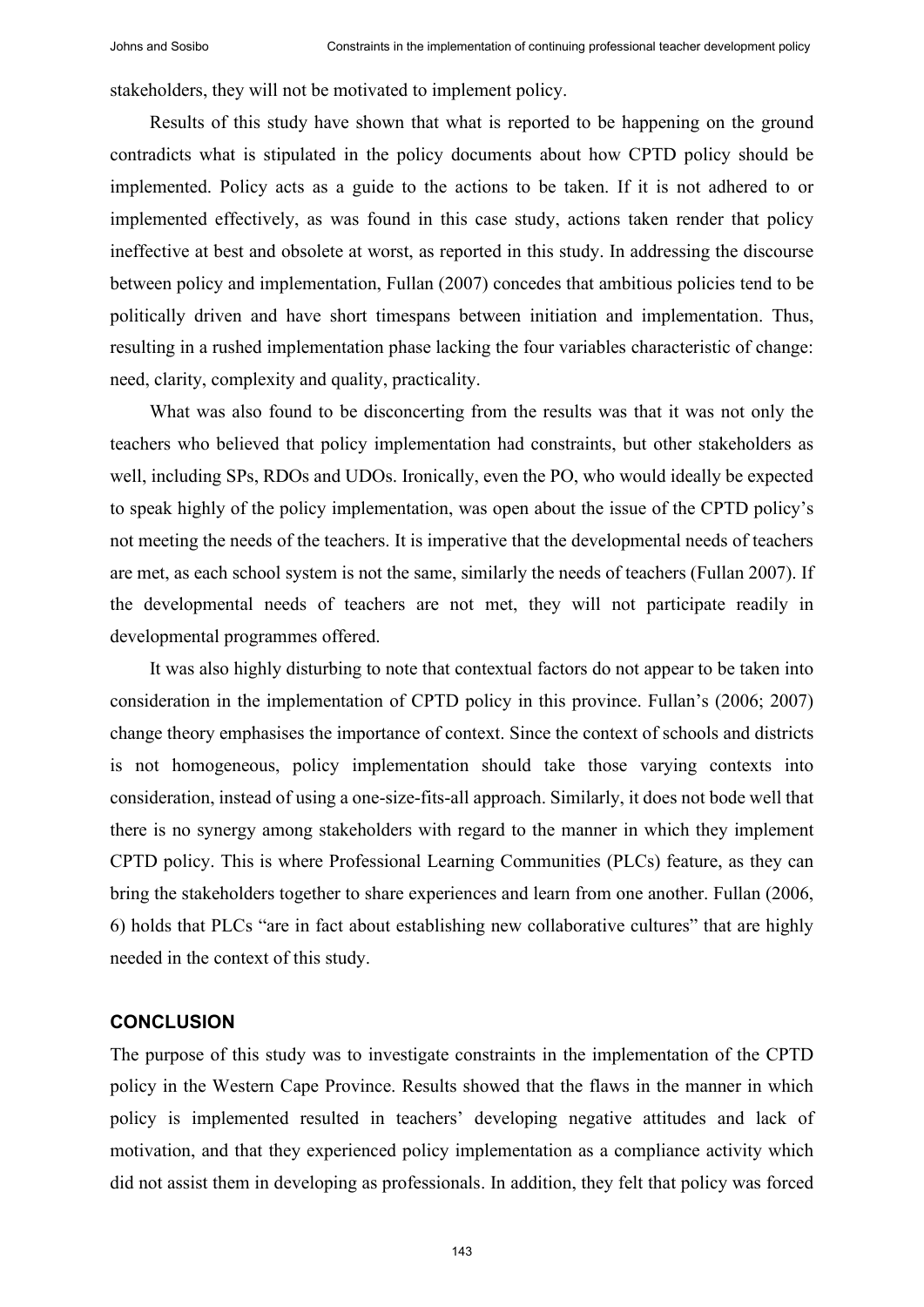stakeholders, they will not be motivated to implement policy.

Results of this study have shown that what is reported to be happening on the ground contradicts what is stipulated in the policy documents about how CPTD policy should be implemented. Policy acts as a guide to the actions to be taken. If it is not adhered to or implemented effectively, as was found in this case study, actions taken render that policy ineffective at best and obsolete at worst, as reported in this study. In addressing the discourse between policy and implementation, Fullan (2007) concedes that ambitious policies tend to be politically driven and have short timespans between initiation and implementation. Thus, resulting in a rushed implementation phase lacking the four variables characteristic of change: need, clarity, complexity and quality, practicality.

What was also found to be disconcerting from the results was that it was not only the teachers who believed that policy implementation had constraints, but other stakeholders as well, including SPs, RDOs and UDOs. Ironically, even the PO, who would ideally be expected to speak highly of the policy implementation, was open about the issue of the CPTD policy's not meeting the needs of the teachers. It is imperative that the developmental needs of teachers are met, as each school system is not the same, similarly the needs of teachers (Fullan 2007). If the developmental needs of teachers are not met, they will not participate readily in developmental programmes offered.

It was also highly disturbing to note that contextual factors do not appear to be taken into consideration in the implementation of CPTD policy in this province. Fullan's (2006; 2007) change theory emphasises the importance of context. Since the context of schools and districts is not homogeneous, policy implementation should take those varying contexts into consideration, instead of using a one-size-fits-all approach. Similarly, it does not bode well that there is no synergy among stakeholders with regard to the manner in which they implement CPTD policy. This is where Professional Learning Communities (PLCs) feature, as they can bring the stakeholders together to share experiences and learn from one another. Fullan (2006, 6) holds that PLCs "are in fact about establishing new collaborative cultures" that are highly needed in the context of this study.

## CONCLUSION

The purpose of this study was to investigate constraints in the implementation of the CPTD policy in the Western Cape Province. Results showed that the flaws in the manner in which policy is implemented resulted in teachers' developing negative attitudes and lack of motivation, and that they experienced policy implementation as a compliance activity which did not assist them in developing as professionals. In addition, they felt that policy was forced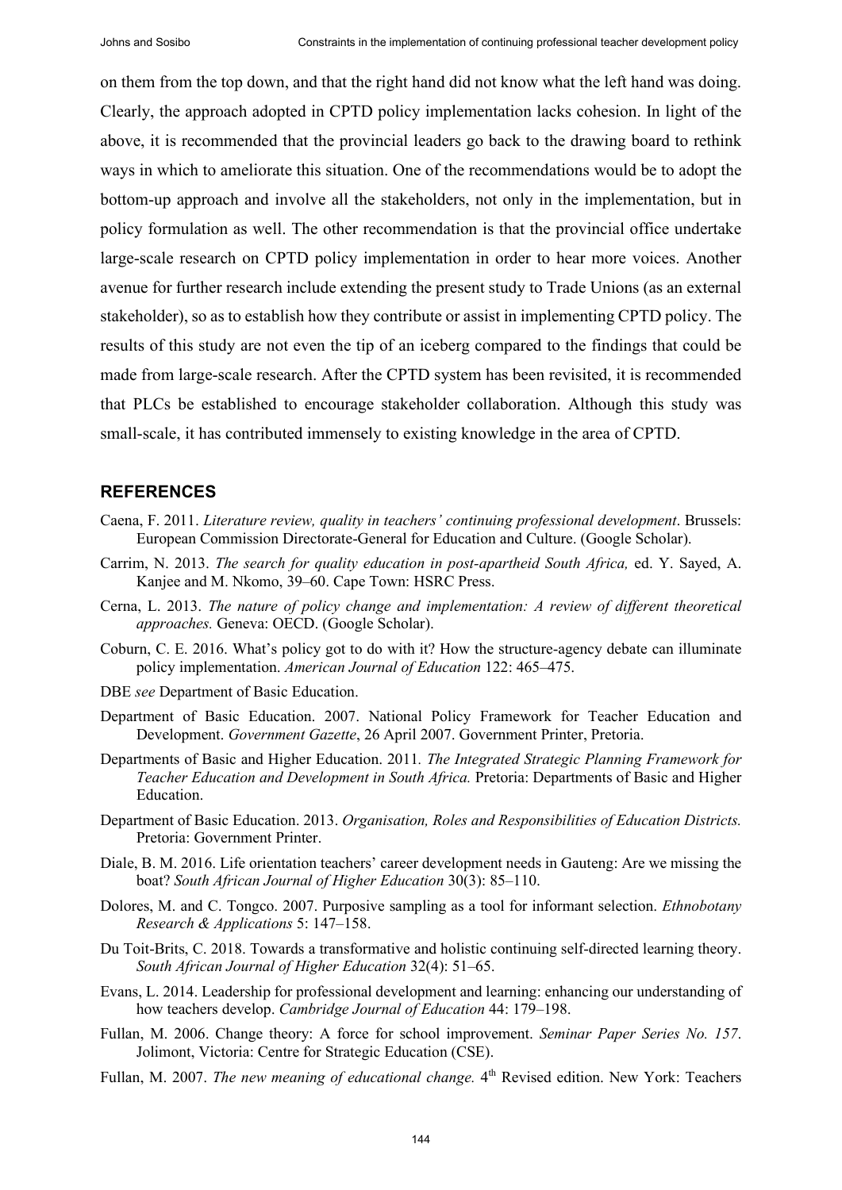on them from the top down, and that the right hand did not know what the left hand was doing. Clearly, the approach adopted in CPTD policy implementation lacks cohesion. In light of the above, it is recommended that the provincial leaders go back to the drawing board to rethink ways in which to ameliorate this situation. One of the recommendations would be to adopt the bottom-up approach and involve all the stakeholders, not only in the implementation, but in policy formulation as well. The other recommendation is that the provincial office undertake large-scale research on CPTD policy implementation in order to hear more voices. Another avenue for further research include extending the present study to Trade Unions (as an external stakeholder), so as to establish how they contribute or assist in implementing CPTD policy. The results of this study are not even the tip of an iceberg compared to the findings that could be made from large-scale research. After the CPTD system has been revisited, it is recommended that PLCs be established to encourage stakeholder collaboration. Although this study was small-scale, it has contributed immensely to existing knowledge in the area of CPTD.

## REFERENCES

Caena, F. 2011. *Literature review, quality in teachers' continuing professional development*. Brussels: European Commission Directorate-General for Education and Culture. (Google Scholar).

Carrim, N. 2013. *The search for quality education in post-apartheid South Africa,* ed. Y. Sayed, A. Kanjee and M. Nkomo, 39–60. Cape Town: HSRC Press.

Cerna, L. 2013. *The nature of policy change and implementation: A review of different theoretical approaches.* Geneva: OECD. (Google Scholar).

Coburn, C. E. 2016. What's policy got to do with it? How the structure-agency debate can illuminate policy implementation. *American Journal of Education* 122: 465–475.

DBE *see* Department of Basic Education.

Department of Basic Education. 2007. National Policy Framework for Teacher Education and Development. *Government Gazette*, 26 April 2007. Government Printer, Pretoria.

Departments of Basic and Higher Education. 2011*. The Integrated Strategic Planning Framework for Teacher Education and Development in South Africa.* Pretoria: Departments of Basic and Higher Education.

Department of Basic Education. 2013. *Organisation, Roles and Responsibilities of Education Districts.* Pretoria: Government Printer.

Diale, B. M. 2016. Life orientation teachers' career development needs in Gauteng: Are we missing the boat? *South African Journal of Higher Education* 30(3): 85–110.

Dolores, M. and C. Tongco. 2007. Purposive sampling as a tool for informant selection. *Ethnobotany Research & Applications* 5: 147–158.

Du Toit-Brits, C. 2018. Towards a transformative and holistic continuing self-directed learning theory. *South African Journal of Higher Education* 32(4): 51–65.

Evans, L. 2014. Leadership for professional development and learning: enhancing our understanding of how teachers develop. *Cambridge Journal of Education* 44: 179–198.

Fullan, M. 2006. Change theory: A force for school improvement. *Seminar Paper Series No. 157*. Jolimont, Victoria: Centre for Strategic Education (CSE).

Fullan, M. 2007. *The new meaning of educational change.* 4th Revised edition. New York: Teachers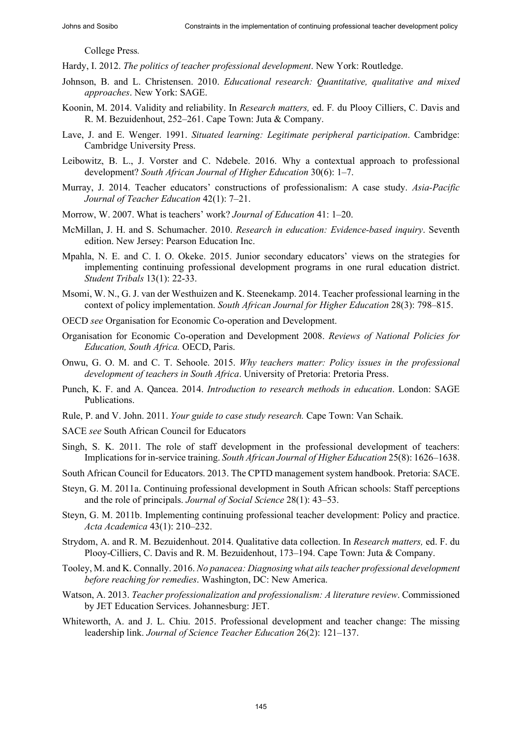College Press.

Hardy, I. 2012. *The politics of teacher professional development*. New York: Routledge.

Johnson, B. and L. Christensen. 2010. *Educational research: Quantitative, qualitative and mixed approaches*. New York: SAGE.

Koonin, M. 2014. Validity and reliability. In *Research matters,* ed. F. du Plooy Cilliers, C. Davis and R. M. Bezuidenhout, 252–261. Cape Town: Juta & Company.

Lave, J. and E. Wenger. 1991. *Situated learning: Legitimate peripheral participation*. Cambridge: Cambridge University Press.

Leibowitz, B. L., J. Vorster and C. Ndebele. 2016. Why a contextual approach to professional development? *South African Journal of Higher Education* 30(6): 1–7.

Murray, J. 2014. Teacher educators' constructions of professionalism: A case study. *Asia-Pacific Journal of Teacher Education* 42(1): 7–21.

Morrow, W. 2007. What is teachers' work? *Journal of Education* 41: 1–20.

McMillan, J. H. and S. Schumacher. 2010. *Research in education: Evidence-based inquiry*. Seventh edition. New Jersey: Pearson Education Inc.

Mpahla, N. E. and C. I. O. Okeke. 2015. Junior secondary educators' views on the strategies for implementing continuing professional development programs in one rural education district. *Student Tribals* 13(1): 22-33.

Msomi, W. N., G. J. van der Westhuizen and K. Steenekamp. 2014. Teacher professional learning in the context of policy implementation. *South African Journal for Higher Education* 28(3): 798–815.

OECD *see* Organisation for Economic Co-operation and Development.

Organisation for Economic Co-operation and Development 2008. *Reviews of National Policies for Education, South Africa.* OECD, Paris.

Onwu, G. O. M. and C. T. Sehoole. 2015. *Why teachers matter: Policy issues in the professional development of teachers in South Africa*. University of Pretoria: Pretoria Press.

Punch, K. F. and A. Qancea. 2014. *Introduction to research methods in education*. London: SAGE Publications.

Rule, P. and V. John. 2011. *Your guide to case study research.* Cape Town: Van Schaik.

SACE *see* South African Council for Educators

Singh, S. K. 2011. The role of staff development in the professional development of teachers: Implications for in-service training. *South African Journal of Higher Education* 25(8): 1626–1638.

South African Council for Educators. 2013. The CPTD management system handbook. Pretoria: SACE.

Steyn, G. M. 2011a. Continuing professional development in South African schools: Staff perceptions and the role of principals. *Journal of Social Science* 28(1): 43–53.

Steyn, G. M. 2011b. Implementing continuing professional teacher development: Policy and practice. *Acta Academica* 43(1): 210–232.

Strydom, A. and R. M. Bezuidenhout. 2014. Qualitative data collection. In *Research matters,* ed. F. du Plooy-Cilliers, C. Davis and R. M. Bezuidenhout, 173–194. Cape Town: Juta & Company.

Tooley, M. and K. Connally. 2016. *No panacea: Diagnosing what ails teacher professional development before reaching for remedies*. Washington, DC: New America.

Watson, A. 2013. *Teacher professionalization and professionalism: A literature review*. Commissioned by JET Education Services. Johannesburg: JET.

Whiteworth, A. and J. L. Chiu. 2015. Professional development and teacher change: The missing leadership link. *Journal of Science Teacher Education* 26(2): 121–137.